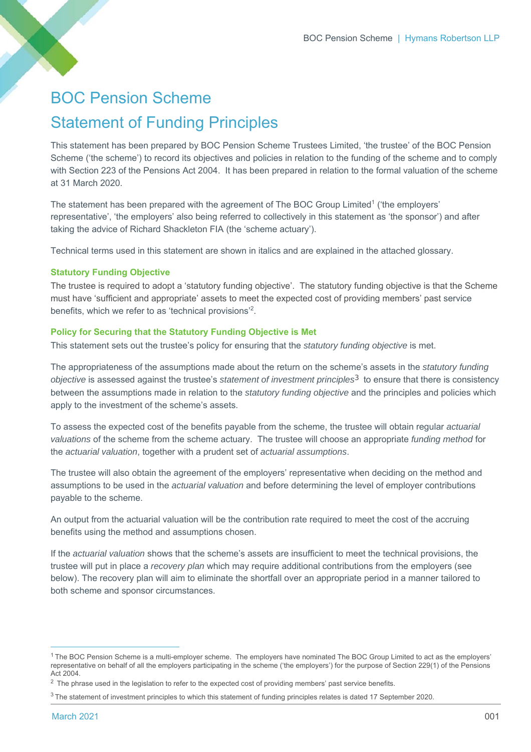# BOC Pension Scheme

# Statement of Funding Principles

This statement has been prepared by BOC Pension Scheme Trustees Limited, 'the trustee' of the BOC Pension Scheme ('the scheme') to record its objectives and policies in relation to the funding of the scheme and to comply with Section 223 of the Pensions Act 2004. It has been prepared in relation to the formal valuation of the scheme at 31 March 2020.

The statement has been prepared with the agreement of The BOC Group Limited[1] ('the employers' representative', 'the employers' also being referred to collectively in this statement as 'the sponsor') and after taking the advice of Richard Shackleton FIA (the 'scheme actuary').

Technical terms used in this statement are shown in italics and are explained in the attached glossary.

### Statutory Funding Objective

The trustee is required to adopt a 'statutory funding objective'. The statutory funding objective is that the Scheme must have 'sufficient and appropriate' assets to meet the expected cost of providing members' past service benefits, which we refer to as 'technical provisions'[2].

### Policy for Securing that the Statutory Funding Objective is Met

This statement sets out the trustee's policy for ensuring that the *statutory funding objective* is met.

The appropriateness of the assumptions made about the return on the scheme's assets in the *statutory funding objective* is assessed against the trustee's *statement of investment principles*[3] to ensure that there is consistency between the assumptions made in relation to the *statutory funding objective* and the principles and policies which apply to the investment of the scheme's assets.

To assess the expected cost of the benefits payable from the scheme, the trustee will obtain regular *actuarial valuations* of the scheme from the scheme actuary. The trustee will choose an appropriate *funding method* for the *actuarial valuation*, together with a prudent set of *actuarial assumptions*.

The trustee will also obtain the agreement of the employers' representative when deciding on the method and assumptions to be used in the *actuarial valuation* and before determining the level of employer contributions payable to the scheme.

An output from the actuarial valuation will be the contribution rate required to meet the cost of the accruing benefits using the method and assumptions chosen.

If the *actuarial valuation* shows that the scheme's assets are insufficient to meet the technical provisions, the trustee will put in place a *recovery plan* which may require additional contributions from the employers (see below). The recovery plan will aim to eliminate the shortfall over an appropriate period in a manner tailored to both scheme and sponsor circumstances.

---

[1] The BOC Pension Scheme is a multi-employer scheme. The employers have nominated The BOC Group Limited to act as the employers' representative on behalf of all the employers participating in the scheme ('the employers') for the purpose of Section 229(1) of the Pensions Act 2004.

[2] The phrase used in the legislation to refer to the expected cost of providing members' past service benefits.

[3] The statement of investment principles to which this statement of funding principles relates is dated 17 September 2020.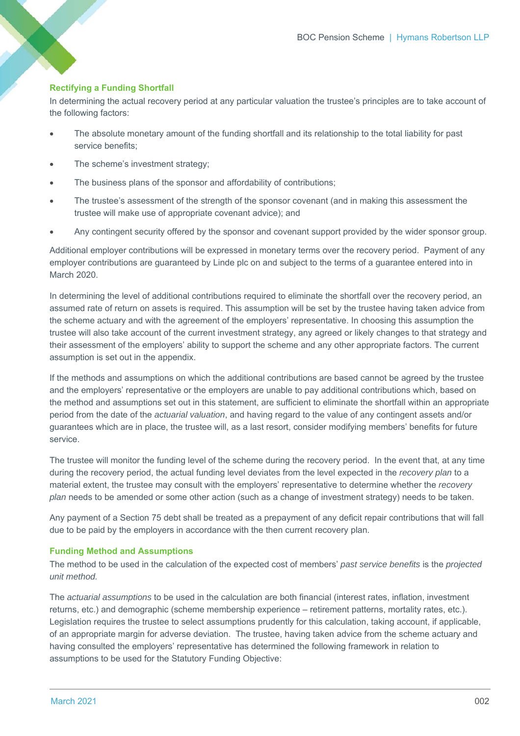### Rectifying a Funding Shortfall

In determining the actual recovery period at any particular valuation the trustee's principles are to take account of the following factors:

- The absolute monetary amount of the funding shortfall and its relationship to the total liability for past service benefits;
- The scheme's investment strategy;
- The business plans of the sponsor and affordability of contributions;
- The trustee's assessment of the strength of the sponsor covenant (and in making this assessment the trustee will make use of appropriate covenant advice); and
- Any contingent security offered by the sponsor and covenant support provided by the wider sponsor group.

Additional employer contributions will be expressed in monetary terms over the recovery period. Payment of any employer contributions are guaranteed by Linde plc on and subject to the terms of a guarantee entered into in March 2020.

In determining the level of additional contributions required to eliminate the shortfall over the recovery period, an assumed rate of return on assets is required. This assumption will be set by the trustee having taken advice from the scheme actuary and with the agreement of the employers' representative. In choosing this assumption the trustee will also take account of the current investment strategy, any agreed or likely changes to that strategy and their assessment of the employers' ability to support the scheme and any other appropriate factors. The current assumption is set out in the appendix.

If the methods and assumptions on which the additional contributions are based cannot be agreed by the trustee and the employers' representative or the employers are unable to pay additional contributions which, based on the method and assumptions set out in this statement, are sufficient to eliminate the shortfall within an appropriate period from the date of the *actuarial valuation*, and having regard to the value of any contingent assets and/or guarantees which are in place, the trustee will, as a last resort, consider modifying members' benefits for future service.

The trustee will monitor the funding level of the scheme during the recovery period. In the event that, at any time during the recovery period, the actual funding level deviates from the level expected in the *recovery plan* to a material extent, the trustee may consult with the employers' representative to determine whether the *recovery plan* needs to be amended or some other action (such as a change of investment strategy) needs to be taken.

Any payment of a Section 75 debt shall be treated as a prepayment of any deficit repair contributions that will fall due to be paid by the employers in accordance with the then current recovery plan.

### Funding Method and Assumptions

The method to be used in the calculation of the expected cost of members' *past service benefits* is the *projected unit method.*

The *actuarial assumptions* to be used in the calculation are both financial (interest rates, inflation, investment returns, etc.) and demographic (scheme membership experience – retirement patterns, mortality rates, etc.). Legislation requires the trustee to select assumptions prudently for this calculation, taking account, if applicable, of an appropriate margin for adverse deviation. The trustee, having taken advice from the scheme actuary and having consulted the employers' representative has determined the following framework in relation to assumptions to be used for the Statutory Funding Objective: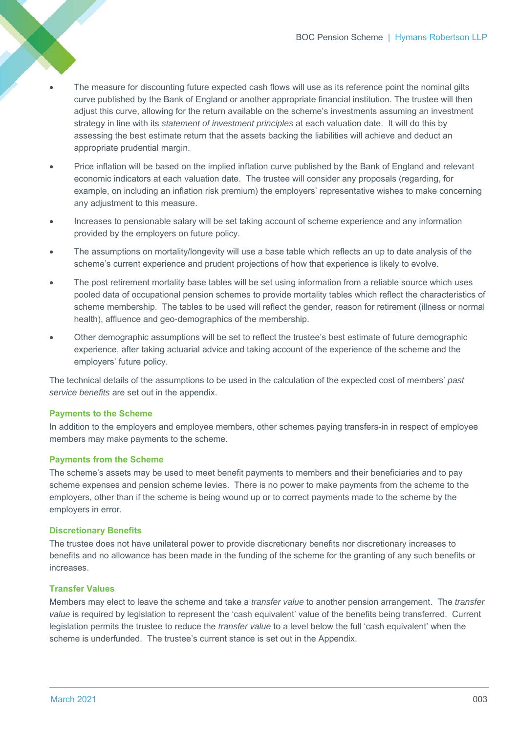- The measure for discounting future expected cash flows will use as its reference point the nominal gilts curve published by the Bank of England or another appropriate financial institution. The trustee will then adjust this curve, allowing for the return available on the scheme's investments assuming an investment strategy in line with its *statement of investment principles* at each valuation date. It will do this by assessing the best estimate return that the assets backing the liabilities will achieve and deduct an appropriate prudential margin.
- Price inflation will be based on the implied inflation curve published by the Bank of England and relevant economic indicators at each valuation date. The trustee will consider any proposals (regarding, for example, on including an inflation risk premium) the employers' representative wishes to make concerning any adjustment to this measure.
- Increases to pensionable salary will be set taking account of scheme experience and any information provided by the employers on future policy.
- The assumptions on mortality/longevity will use a base table which reflects an up to date analysis of the scheme's current experience and prudent projections of how that experience is likely to evolve.
- The post retirement mortality base tables will be set using information from a reliable source which uses pooled data of occupational pension schemes to provide mortality tables which reflect the characteristics of scheme membership. The tables to be used will reflect the gender, reason for retirement (illness or normal health), affluence and geo-demographics of the membership.
- Other demographic assumptions will be set to reflect the trustee's best estimate of future demographic experience, after taking actuarial advice and taking account of the experience of the scheme and the employers' future policy.

The technical details of the assumptions to be used in the calculation of the expected cost of members' *past service benefits* are set out in the appendix.

### Payments to the Scheme

In addition to the employers and employee members, other schemes paying transfers-in in respect of employee members may make payments to the scheme.

### Payments from the Scheme

The scheme's assets may be used to meet benefit payments to members and their beneficiaries and to pay scheme expenses and pension scheme levies. There is no power to make payments from the scheme to the employers, other than if the scheme is being wound up or to correct payments made to the scheme by the employers in error.

### Discretionary Benefits

The trustee does not have unilateral power to provide discretionary benefits nor discretionary increases to benefits and no allowance has been made in the funding of the scheme for the granting of any such benefits or increases.

### Transfer Values

Members may elect to leave the scheme and take a *transfer value* to another pension arrangement. The *transfer value* is required by legislation to represent the 'cash equivalent' value of the benefits being transferred. Current legislation permits the trustee to reduce the *transfer value* to a level below the full 'cash equivalent' when the scheme is underfunded. The trustee's current stance is set out in the Appendix.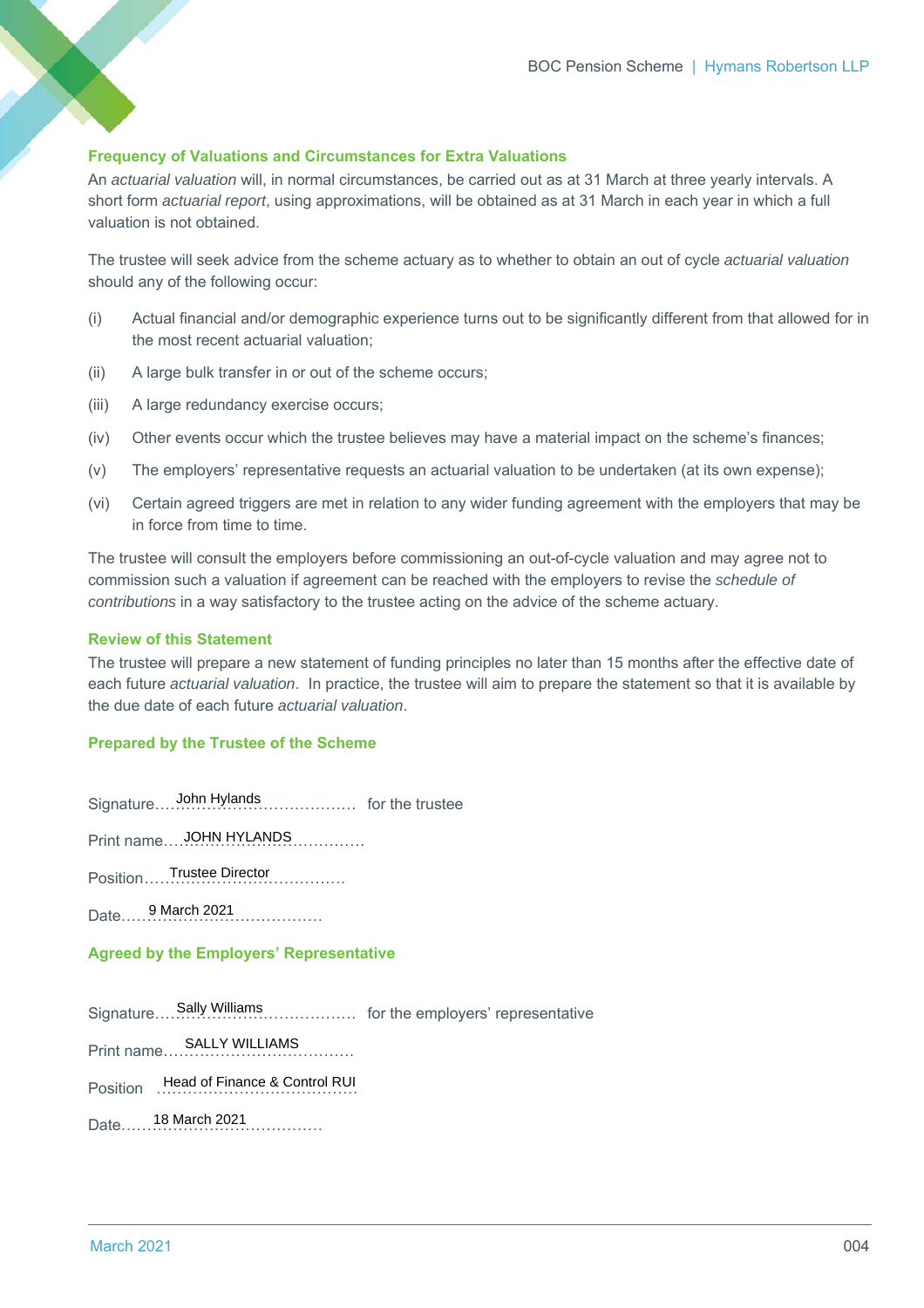## Frequency of Valuations and Circumstances for Extra Valuations

An *actuarial valuation* will, in normal circumstances, be carried out as at 31 March at three yearly intervals. A short form *actuarial report*, using approximations, will be obtained as at 31 March in each year in which a full valuation is not obtained.

The trustee will seek advice from the scheme actuary as to whether to obtain an out of cycle *actuarial valuation* should any of the following occur:

(i) Actual financial and/or demographic experience turns out to be significantly different from that allowed for in the most recent actuarial valuation;

(ii) A large bulk transfer in or out of the scheme occurs;

(iii) A large redundancy exercise occurs;

(iv) Other events occur which the trustee believes may have a material impact on the scheme's finances;

(v) The employers' representative requests an actuarial valuation to be undertaken (at its own expense);

(vi) Certain agreed triggers are met in relation to any wider funding agreement with the employers that may be in force from time to time.

The trustee will consult the employers before commissioning an out-of-cycle valuation and may agree not to commission such a valuation if agreement can be reached with the employers to revise the *schedule of contributions* in a way satisfactory to the trustee acting on the advice of the scheme actuary.

## Review of this Statement

The trustee will prepare a new statement of funding principles no later than 15 months after the effective date of each future *actuarial valuation*. In practice, the trustee will aim to prepare the statement so that it is available by the due date of each future *actuarial valuation*.

## Prepared by the Trustee of the Scheme

Signature……John Hylands…………… for the trustee

Print name……JOHN HYLANDS……………

Position……Trustee Director……………

Date……9 March 2021……………

## Agreed by the Employers' Representative

Signature……Sally Williams…………… for the employers' representative

Print name……SALLY WILLIAMS……………

Position ……Head of Finance & Control RUI……

Date……18 March 2021……………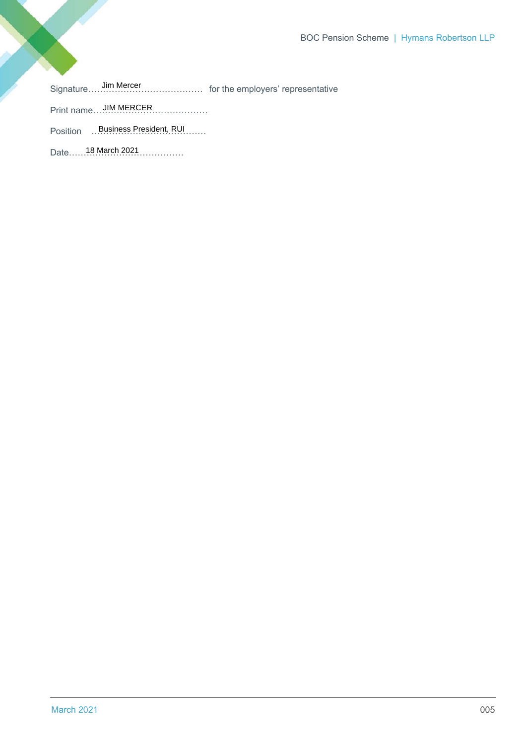Signature……Jim Mercer……………………………… for the employers' representative

Print name…JIM MERCER……………………………

Position …Business President, RUI……

Date……18 March 2021……………………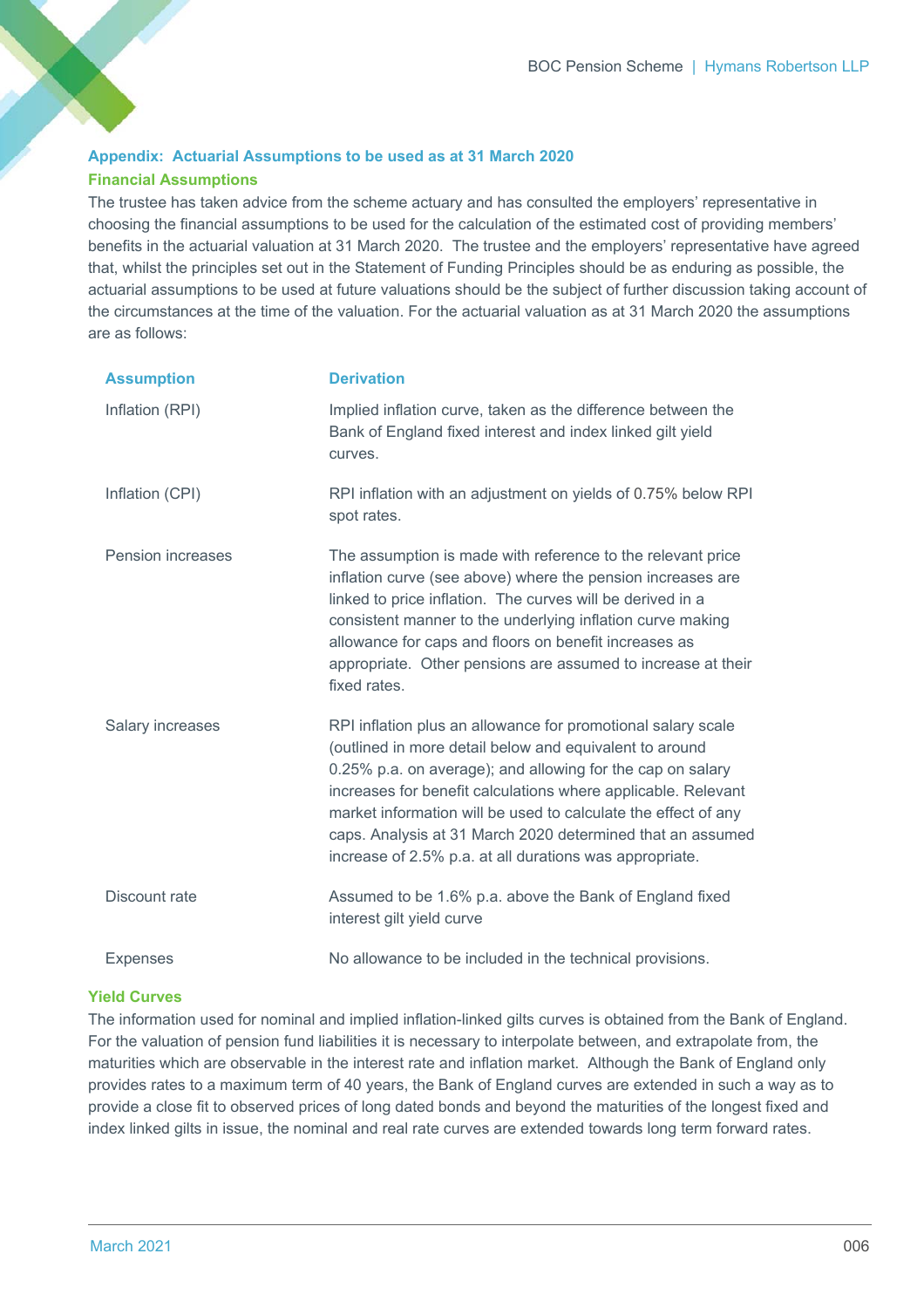## Appendix: Actuarial Assumptions to be used as at 31 March 2020

### Financial Assumptions

The trustee has taken advice from the scheme actuary and has consulted the employers' representative in choosing the financial assumptions to be used for the calculation of the estimated cost of providing members' benefits in the actuarial valuation at 31 March 2020. The trustee and the employers' representative have agreed that, whilst the principles set out in the Statement of Funding Principles should be as enduring as possible, the actuarial assumptions to be used at future valuations should be the subject of further discussion taking account of the circumstances at the time of the valuation. For the actuarial valuation as at 31 March 2020 the assumptions are as follows:

| Assumption | Derivation |
|---|---|
| Inflation (RPI) | Implied inflation curve, taken as the difference between the Bank of England fixed interest and index linked gilt yield curves. |
| Inflation (CPI) | RPI inflation with an adjustment on yields of 0.75% below RPI spot rates. |
| Pension increases | The assumption is made with reference to the relevant price inflation curve (see above) where the pension increases are linked to price inflation. The curves will be derived in a consistent manner to the underlying inflation curve making allowance for caps and floors on benefit increases as appropriate. Other pensions are assumed to increase at their fixed rates. |
| Salary increases | RPI inflation plus an allowance for promotional salary scale (outlined in more detail below and equivalent to around 0.25% p.a. on average); and allowing for the cap on salary increases for benefit calculations where applicable. Relevant market information will be used to calculate the effect of any caps. Analysis at 31 March 2020 determined that an assumed increase of 2.5% p.a. at all durations was appropriate. |
| Discount rate | Assumed to be 1.6% p.a. above the Bank of England fixed interest gilt yield curve |
| Expenses | No allowance to be included in the technical provisions. |

### Yield Curves

The information used for nominal and implied inflation-linked gilts curves is obtained from the Bank of England. For the valuation of pension fund liabilities it is necessary to interpolate between, and extrapolate from, the maturities which are observable in the interest rate and inflation market. Although the Bank of England only provides rates to a maximum term of 40 years, the Bank of England curves are extended in such a way as to provide a close fit to observed prices of long dated bonds and beyond the maturities of the longest fixed and index linked gilts in issue, the nominal and real rate curves are extended towards long term forward rates.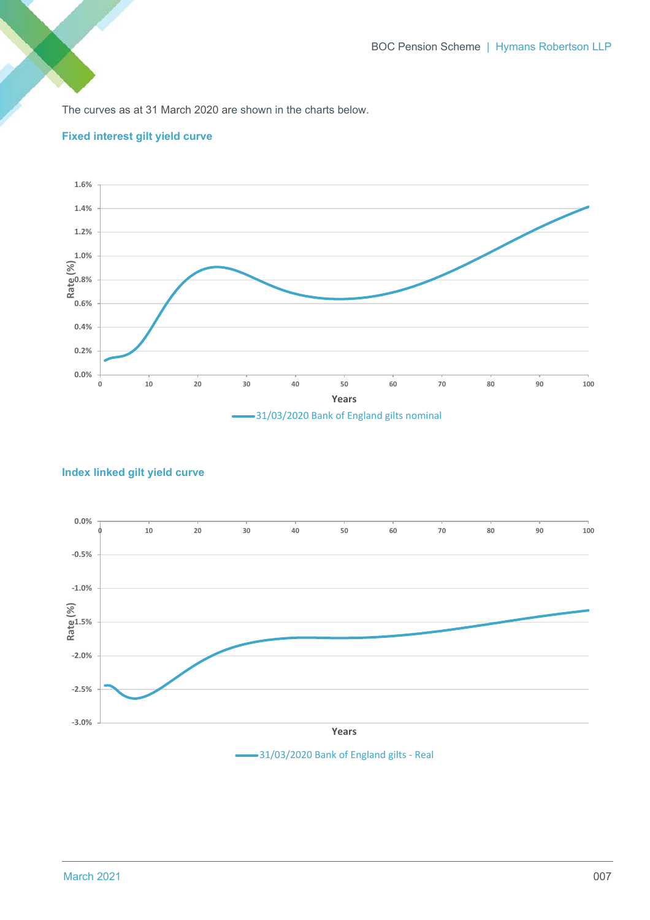The curves as at 31 March 2020 are shown in the charts below.

### Fixed interest gilt yield curve

Rate (%)

1.6%
1.4%
1.2%
1.0%
0.8%
0.6%
0.4%
0.2%
0.0%

0 10 20 30 40 50 60 70 80 90 100

Years

31/03/2020 Bank of England gilts nominal

### Index linked gilt yield curve

Rate (%)

0.0%
-0.5%
-1.0%
-1.5%
-2.0%
-2.5%
-3.0%

0 10 20 30 40 50 60 70 80 90 100

Years

31/03/2020 Bank of England gilts - Real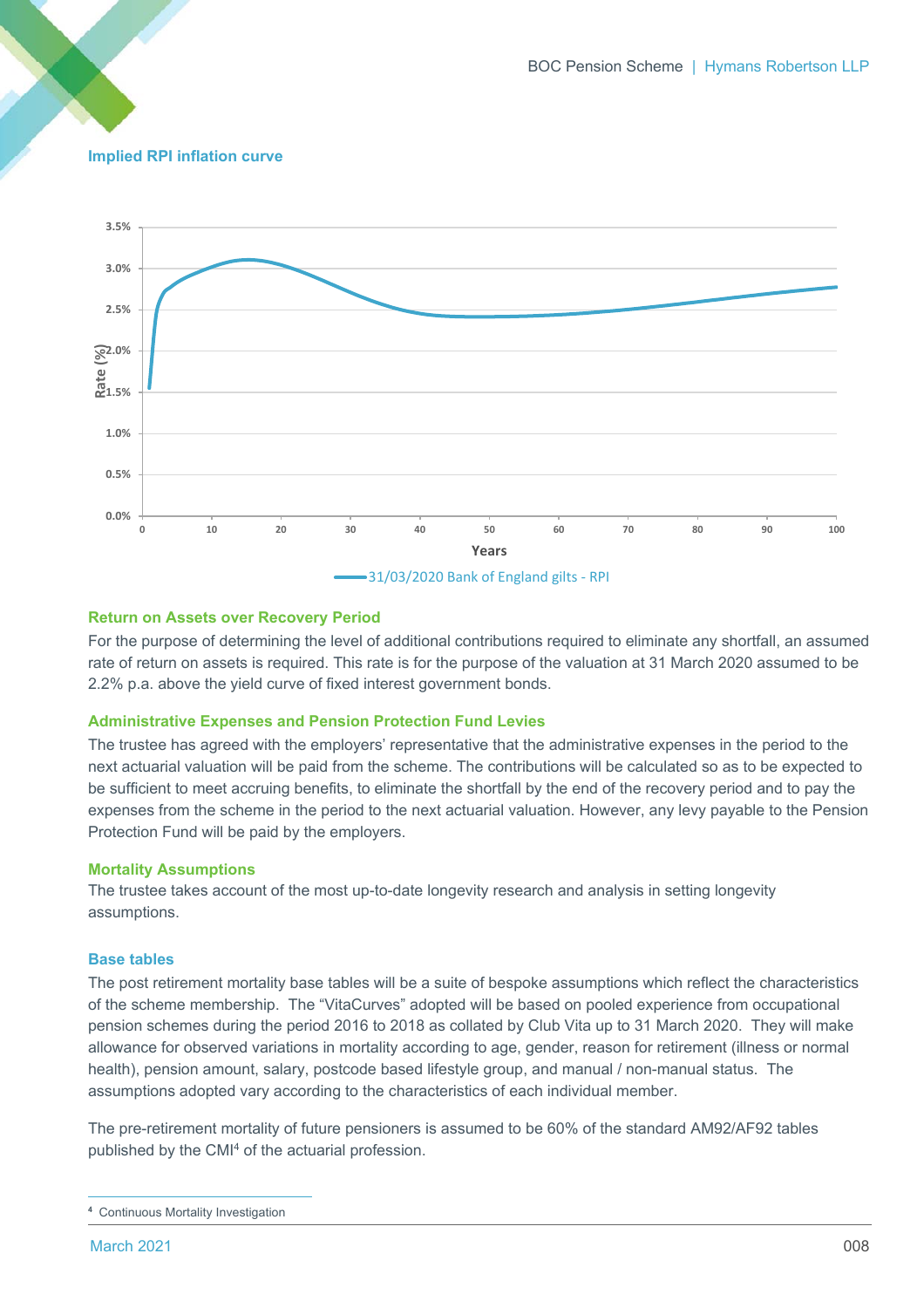### Implied RPI inflation curve

### Return on Assets over Recovery Period

For the purpose of determining the level of additional contributions required to eliminate any shortfall, an assumed rate of return on assets is required. This rate is for the purpose of the valuation at 31 March 2020 assumed to be 2.2% p.a. above the yield curve of fixed interest government bonds.

### Administrative Expenses and Pension Protection Fund Levies

The trustee has agreed with the employers' representative that the administrative expenses in the period to the next actuarial valuation will be paid from the scheme. The contributions will be calculated so as to be expected to be sufficient to meet accruing benefits, to eliminate the shortfall by the end of the recovery period and to pay the expenses from the scheme in the period to the next actuarial valuation. However, any levy payable to the Pension Protection Fund will be paid by the employers.

### Mortality Assumptions

The trustee takes account of the most up-to-date longevity research and analysis in setting longevity assumptions.

### Base tables

The post retirement mortality base tables will be a suite of bespoke assumptions which reflect the characteristics of the scheme membership. The "VitaCurves" adopted will be based on pooled experience from occupational pension schemes during the period 2016 to 2018 as collated by Club Vita up to 31 March 2020. They will make allowance for observed variations in mortality according to age, gender, reason for retirement (illness or normal health), pension amount, salary, postcode based lifestyle group, and manual / non-manual status. The assumptions adopted vary according to the characteristics of each individual member.

The pre-retirement mortality of future pensioners is assumed to be 60% of the standard AM92/AF92 tables published by the CMI[4] of the actuarial profession.

[4] Continuous Mortality Investigation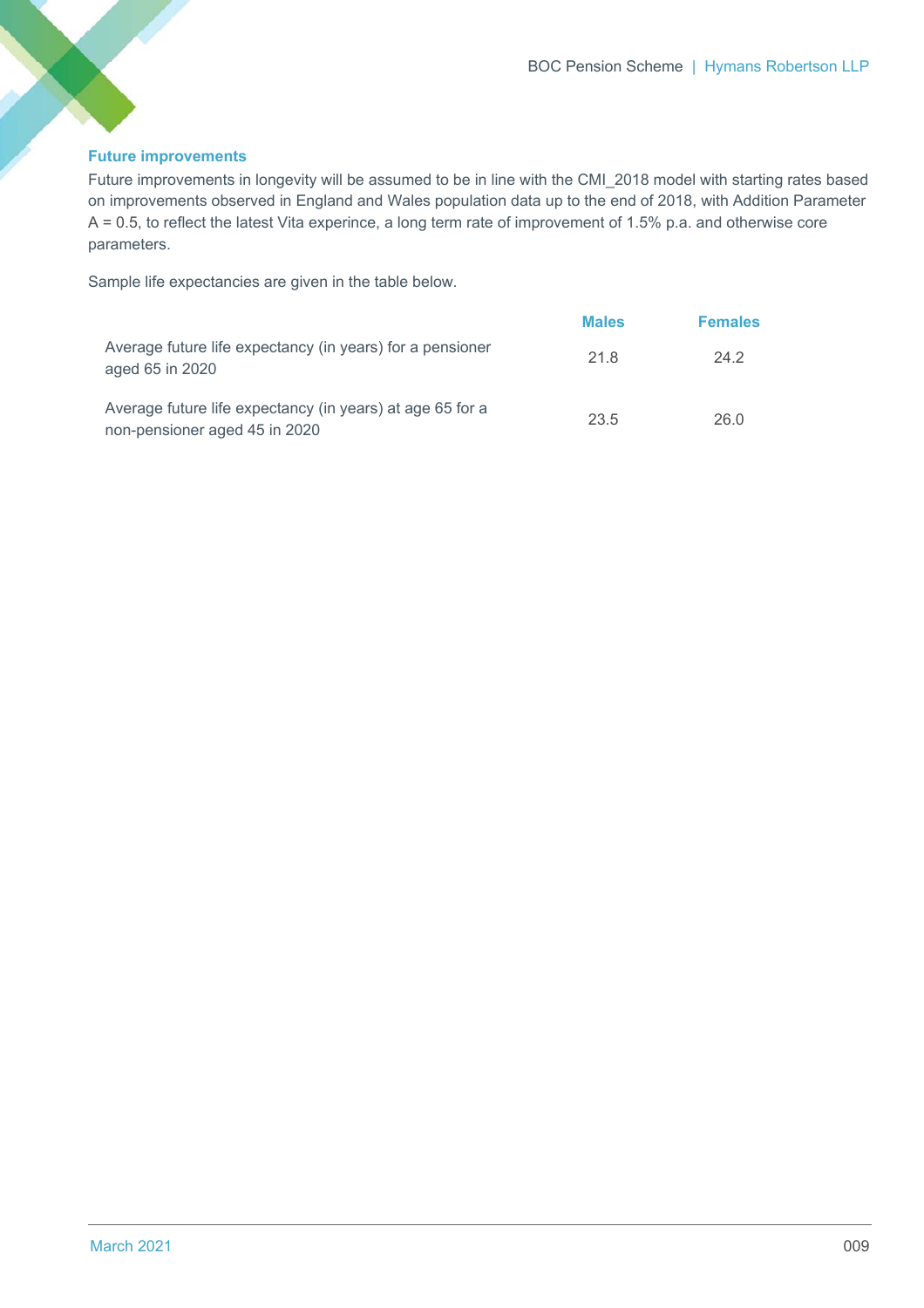### Future improvements

Future improvements in longevity will be assumed to be in line with the CMI_2018 model with starting rates based on improvements observed in England and Wales population data up to the end of 2018, with Addition Parameter A = 0.5, to reflect the latest Vita experince, a long term rate of improvement of 1.5% p.a. and otherwise core parameters.

Sample life expectancies are given in the table below.

| | Males | Females |
|---|---|---|
| Average future life expectancy (in years) for a pensioner aged 65 in 2020 | 21.8 | 24.2 |
| Average future life expectancy (in years) at age 65 for a non-pensioner aged 45 in 2020 | 23.5 | 26.0 |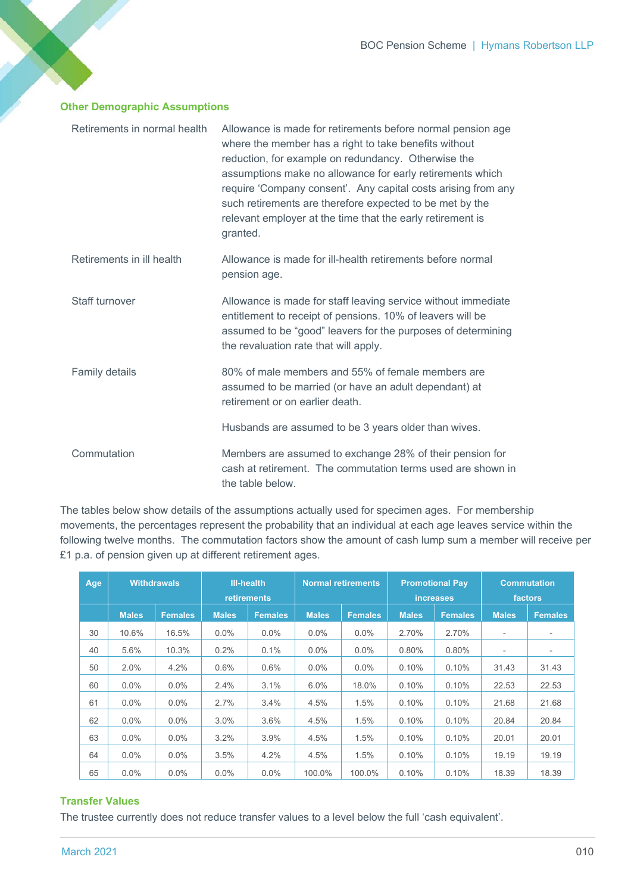## Other Demographic Assumptions

| | |
|---|---|
| Retirements in normal health | Allowance is made for retirements before normal pension age where the member has a right to take benefits without reduction, for example on redundancy. Otherwise the assumptions make no allowance for early retirements which require 'Company consent'. Any capital costs arising from any such retirements are therefore expected to be met by the relevant employer at the time that the early retirement is granted. |
| Retirements in ill health | Allowance is made for ill-health retirements before normal pension age. |
| Staff turnover | Allowance is made for staff leaving service without immediate entitlement to receipt of pensions. 10% of leavers will be assumed to be "good" leavers for the purposes of determining the revaluation rate that will apply. |
| Family details | 80% of male members and 55% of female members are assumed to be married (or have an adult dependant) at retirement or on earlier death. Husbands are assumed to be 3 years older than wives. |
| Commutation | Members are assumed to exchange 28% of their pension for cash at retirement. The commutation terms used are shown in the table below. |

The tables below show details of the assumptions actually used for specimen ages. For membership movements, the percentages represent the probability that an individual at each age leaves service within the following twelve months. The commutation factors show the amount of cash lump sum a member will receive per £1 p.a. of pension given up at different retirement ages.

| Age | Withdrawals | | Ill-health retirements | | Normal retirements | | Promotional Pay increases | | Commutation factors | |
|---|---|---|---|---|---|---|---|---|---|---|
| | Males | Females | Males | Females | Males | Females | Males | Females | Males | Females |
| 30 | 10.6% | 16.5% | 0.0% | 0.0% | 0.0% | 0.0% | 2.70% | 2.70% | - | - |
| 40 | 5.6% | 10.3% | 0.2% | 0.1% | 0.0% | 0.0% | 0.80% | 0.80% | - | - |
| 50 | 2.0% | 4.2% | 0.6% | 0.6% | 0.0% | 0.0% | 0.10% | 0.10% | 31.43 | 31.43 |
| 60 | 0.0% | 0.0% | 2.4% | 3.1% | 6.0% | 18.0% | 0.10% | 0.10% | 22.53 | 22.53 |
| 61 | 0.0% | 0.0% | 2.7% | 3.4% | 4.5% | 1.5% | 0.10% | 0.10% | 21.68 | 21.68 |
| 62 | 0.0% | 0.0% | 3.0% | 3.6% | 4.5% | 1.5% | 0.10% | 0.10% | 20.84 | 20.84 |
| 63 | 0.0% | 0.0% | 3.2% | 3.9% | 4.5% | 1.5% | 0.10% | 0.10% | 20.01 | 20.01 |
| 64 | 0.0% | 0.0% | 3.5% | 4.2% | 4.5% | 1.5% | 0.10% | 0.10% | 19.19 | 19.19 |
| 65 | 0.0% | 0.0% | 0.0% | 0.0% | 100.0% | 100.0% | 0.10% | 0.10% | 18.39 | 18.39 |

## Transfer Values

The trustee currently does not reduce transfer values to a level below the full 'cash equivalent'.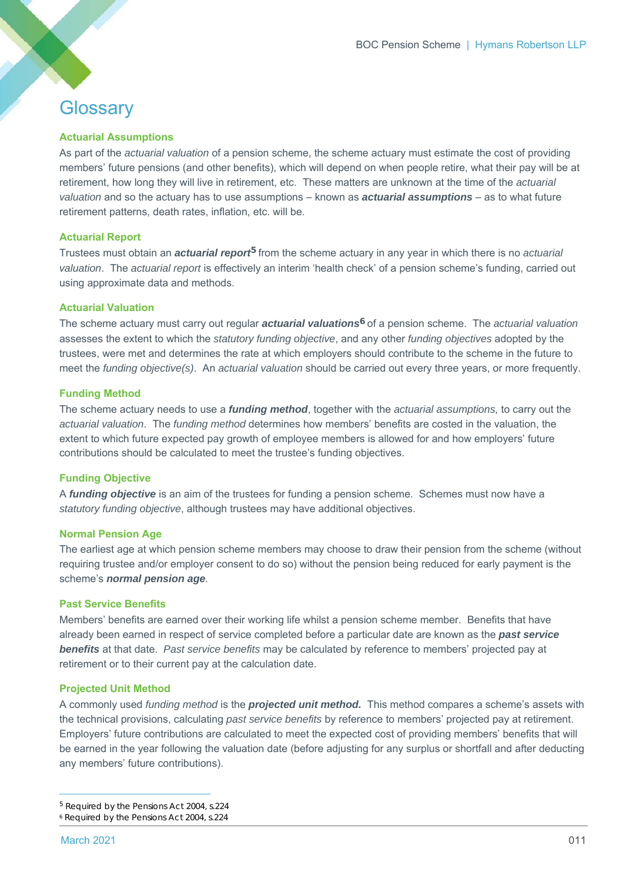# Glossary

### Actuarial Assumptions

As part of the *actuarial valuation* of a pension scheme, the scheme actuary must estimate the cost of providing members' future pensions (and other benefits), which will depend on when people retire, what their pay will be at retirement, how long they will live in retirement, etc. These matters are unknown at the time of the *actuarial valuation* and so the actuary has to use assumptions – known as ***actuarial assumptions*** – as to what future retirement patterns, death rates, inflation, etc. will be.

### Actuarial Report

Trustees must obtain an ***actuarial report***[5] from the scheme actuary in any year in which there is no *actuarial valuation*. The *actuarial report* is effectively an interim 'health check' of a pension scheme's funding, carried out using approximate data and methods.

### Actuarial Valuation

The scheme actuary must carry out regular ***actuarial valuations***[6] of a pension scheme. The *actuarial valuation* assesses the extent to which the *statutory funding objective*, and any other *funding objectives* adopted by the trustees, were met and determines the rate at which employers should contribute to the scheme in the future to meet the *funding objective(s)*. An *actuarial valuation* should be carried out every three years, or more frequently.

### Funding Method

The scheme actuary needs to use a ***funding method***, together with the *actuarial assumptions,* to carry out the *actuarial valuation*. The *funding method* determines how members' benefits are costed in the valuation, the extent to which future expected pay growth of employee members is allowed for and how employers' future contributions should be calculated to meet the trustee's funding objectives.

### Funding Objective

A ***funding objective*** is an aim of the trustees for funding a pension scheme. Schemes must now have a *statutory funding objective*, although trustees may have additional objectives.

### Normal Pension Age

The earliest age at which pension scheme members may choose to draw their pension from the scheme (without requiring trustee and/or employer consent to do so) without the pension being reduced for early payment is the scheme's ***normal pension age****.*

### Past Service Benefits

Members' benefits are earned over their working life whilst a pension scheme member. Benefits that have already been earned in respect of service completed before a particular date are known as the ***past service benefits*** at that date. *Past service benefits* may be calculated by reference to members' projected pay at retirement or to their current pay at the calculation date.

### Projected Unit Method

A commonly used *funding method* is the ***projected unit method.*** This method compares a scheme's assets with the technical provisions, calculating *past service benefits* by reference to members' projected pay at retirement. Employers' future contributions are calculated to meet the expected cost of providing members' benefits that will be earned in the year following the valuation date (before adjusting for any surplus or shortfall and after deducting any members' future contributions).

---

[5] Required by the Pensions Act 2004, s.224
[6] Required by the Pensions Act 2004, s.224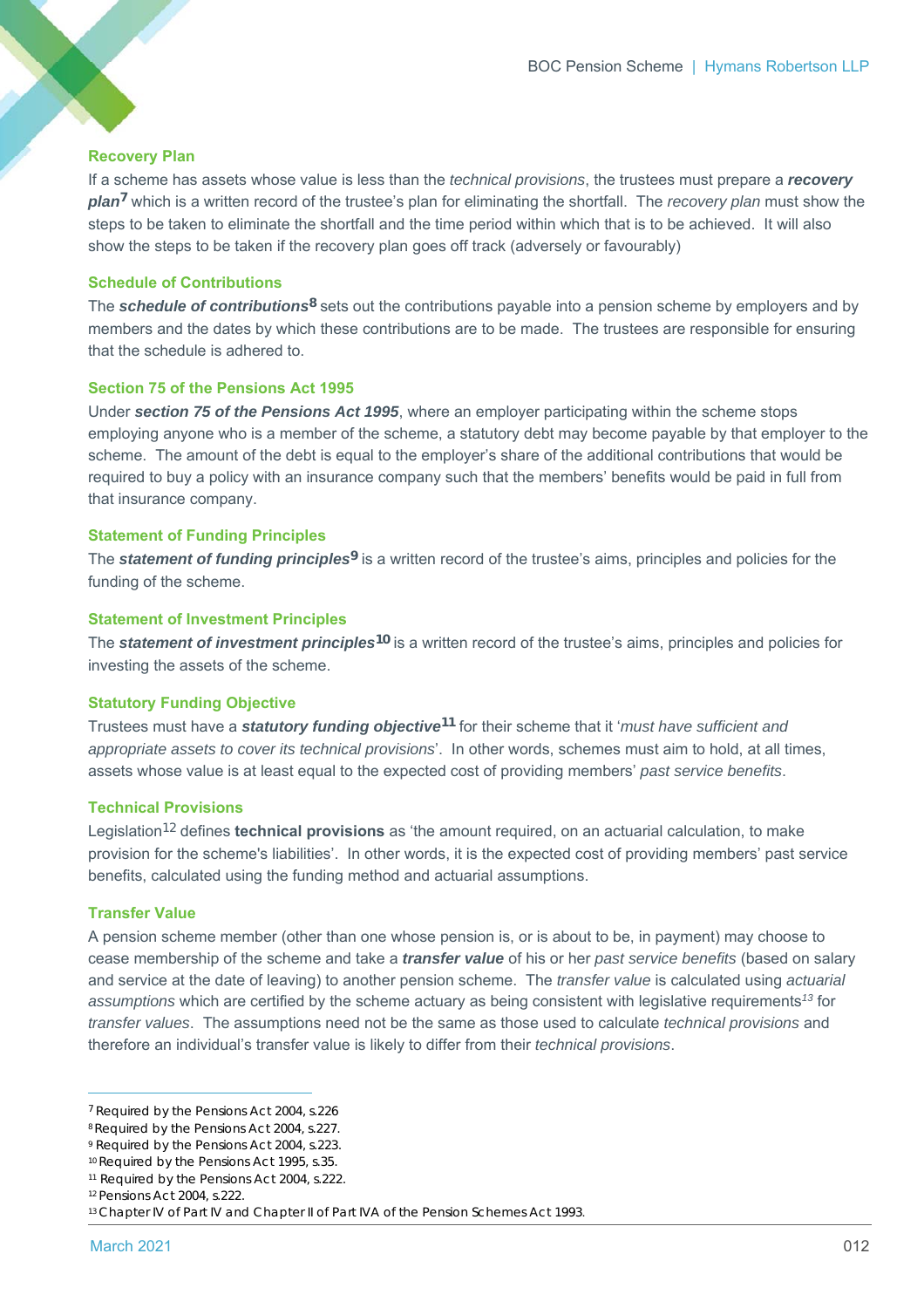### Recovery Plan

If a scheme has assets whose value is less than the *technical provisions*, the trustees must prepare a ***recovery plan***[7] which is a written record of the trustee's plan for eliminating the shortfall. The *recovery plan* must show the steps to be taken to eliminate the shortfall and the time period within which that is to be achieved. It will also show the steps to be taken if the recovery plan goes off track (adversely or favourably)

### Schedule of Contributions

The ***schedule of contributions***[8] sets out the contributions payable into a pension scheme by employers and by members and the dates by which these contributions are to be made. The trustees are responsible for ensuring that the schedule is adhered to.

### Section 75 of the Pensions Act 1995

Under ***section 75 of the Pensions Act 1995***, where an employer participating within the scheme stops employing anyone who is a member of the scheme, a statutory debt may become payable by that employer to the scheme. The amount of the debt is equal to the employer's share of the additional contributions that would be required to buy a policy with an insurance company such that the members' benefits would be paid in full from that insurance company.

### Statement of Funding Principles

The ***statement of funding principles***[9] is a written record of the trustee's aims, principles and policies for the funding of the scheme.

### Statement of Investment Principles

The ***statement of investment principles***[10] is a written record of the trustee's aims, principles and policies for investing the assets of the scheme.

### Statutory Funding Objective

Trustees must have a ***statutory funding objective***[11] for their scheme that it '*must have sufficient and appropriate assets to cover its technical provisions*'. In other words, schemes must aim to hold, at all times, assets whose value is at least equal to the expected cost of providing members' *past service benefits*.

### Technical Provisions

Legislation[12] defines **technical provisions** as 'the amount required, on an actuarial calculation, to make provision for the scheme's liabilities'. In other words, it is the expected cost of providing members' past service benefits, calculated using the funding method and actuarial assumptions.

### Transfer Value

A pension scheme member (other than one whose pension is, or is about to be, in payment) may choose to cease membership of the scheme and take a ***transfer value*** of his or her *past service benefits* (based on salary and service at the date of leaving) to another pension scheme. The *transfer value* is calculated using *actuarial assumptions* which are certified by the scheme actuary as being consistent with legislative requirements[13] for *transfer values*. The assumptions need not be the same as those used to calculate *technical provisions* and therefore an individual's transfer value is likely to differ from their *technical provisions*.

---

[7] Required by the Pensions Act 2004, s.226
[8] Required by the Pensions Act 2004, s.227.
[9] Required by the Pensions Act 2004, s.223.
[10] Required by the Pensions Act 1995, s.35.
[11] Required by the Pensions Act 2004, s.222.
[12] Pensions Act 2004, s.222.
[13] Chapter IV of Part IV and Chapter II of Part IVA of the Pension Schemes Act 1993.